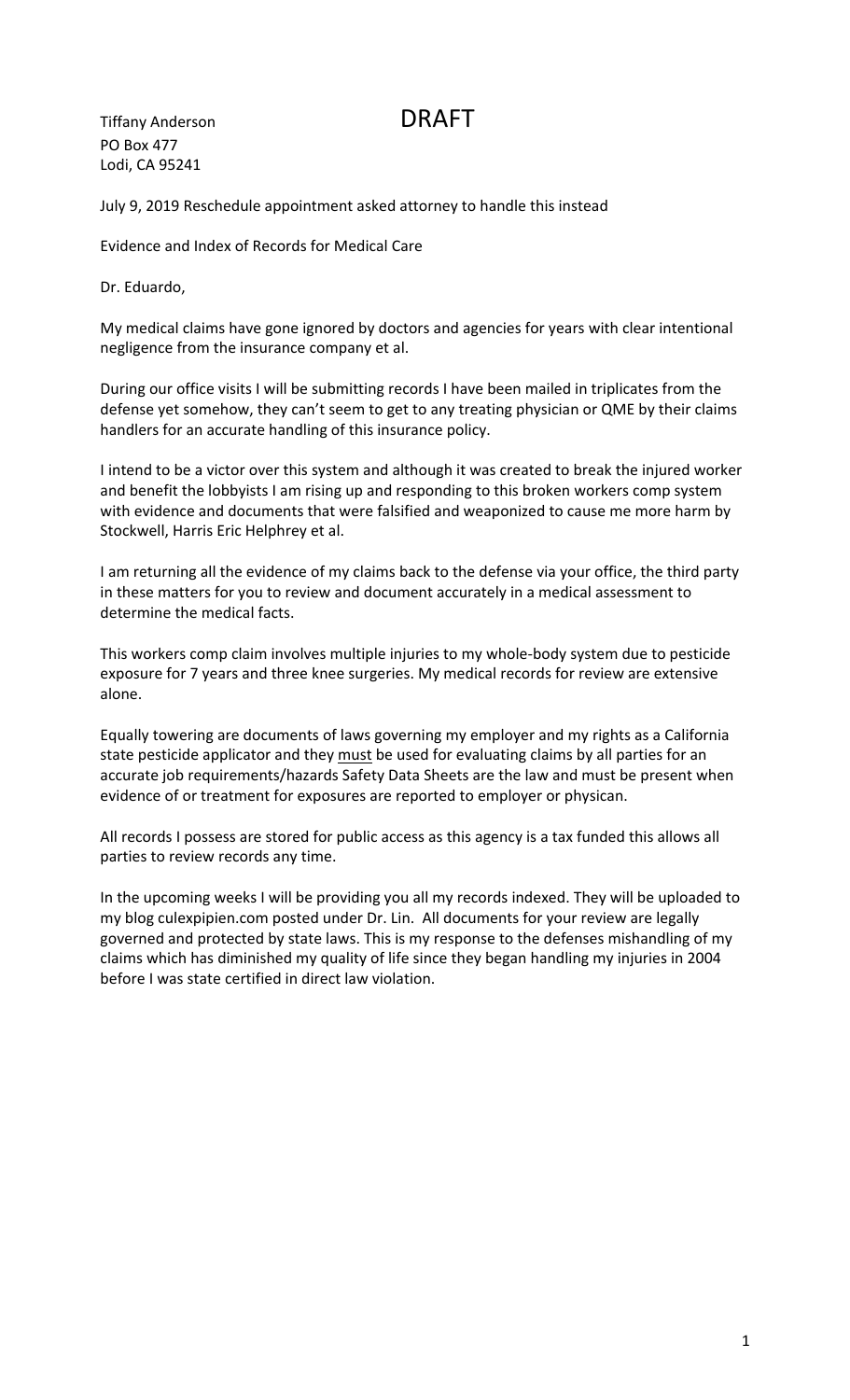Tiffany Anderson
PO Box 477
Lodi, CA 95241

DRAFT

July 9, 2019 Reschedule appointment asked attorney to handle this instead

Evidence and Index of Records for Medical Care

Dr. Eduardo,

My medical claims have gone ignored by doctors and agencies for years with clear intentional negligence from the insurance company et al.

During our office visits I will be submitting records I have been mailed in triplicates from the defense yet somehow, they can't seem to get to any treating physician or QME by their claims handlers for an accurate handling of this insurance policy.

I intend to be a victor over this system and although it was created to break the injured worker and benefit the lobbyists I am rising up and responding to this broken workers comp system with evidence and documents that were falsified and weaponized to cause me more harm by Stockwell, Harris Eric Helphrey et al.

I am returning all the evidence of my claims back to the defense via your office, the third party in these matters for you to review and document accurately in a medical assessment to determine the medical facts.

This workers comp claim involves multiple injuries to my whole-body system due to pesticide exposure for 7 years and three knee surgeries. My medical records for review are extensive alone.

Equally towering are documents of laws governing my employer and my rights as a California state pesticide applicator and they <u>must</u> be used for evaluating claims by all parties for an accurate job requirements/hazards Safety Data Sheets are the law and must be present when evidence of or treatment for exposures are reported to employer or physican.

All records I possess are stored for public access as this agency is a tax funded this allows all parties to review records any time.

In the upcoming weeks I will be providing you all my records indexed. They will be uploaded to my blog culexpipien.com posted under Dr. Lin. All documents for your review are legally governed and protected by state laws. This is my response to the defenses mishandling of my claims which has diminished my quality of life since they began handling my injuries in 2004 before I was state certified in direct law violation.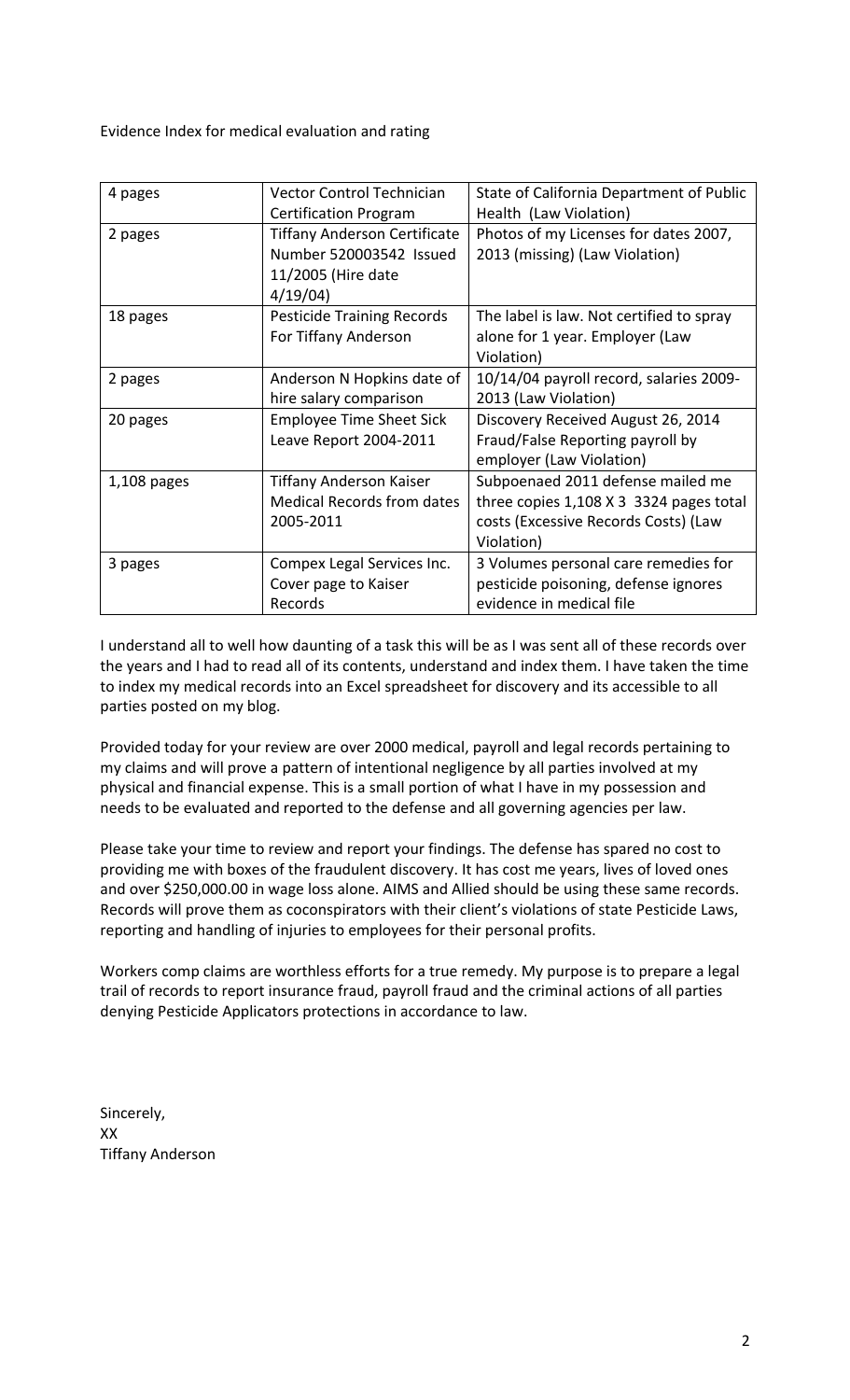Evidence Index for medical evaluation and rating

| | | |
|---|---|---|
| 4 pages | Vector Control Technician Certification Program | State of California Department of Public Health (Law Violation) |
| 2 pages | Tiffany Anderson Certificate Number 520003542 Issued 11/2005 (Hire date 4/19/04) | Photos of my Licenses for dates 2007, 2013 (missing) (Law Violation) |
| 18 pages | Pesticide Training Records For Tiffany Anderson | The label is law. Not certified to spray alone for 1 year. Employer (Law Violation) |
| 2 pages | Anderson N Hopkins date of hire salary comparison | 10/14/04 payroll record, salaries 2009-2013 (Law Violation) |
| 20 pages | Employee Time Sheet Sick Leave Report 2004-2011 | Discovery Received August 26, 2014 Fraud/False Reporting payroll by employer (Law Violation) |
| 1,108 pages | Tiffany Anderson Kaiser Medical Records from dates 2005-2011 | Subpoenaed 2011 defense mailed me three copies 1,108 X 3 3324 pages total costs (Excessive Records Costs) (Law Violation) |
| 3 pages | Compex Legal Services Inc. Cover page to Kaiser Records | 3 Volumes personal care remedies for pesticide poisoning, defense ignores evidence in medical file |

I understand all to well how daunting of a task this will be as I was sent all of these records over the years and I had to read all of its contents, understand and index them. I have taken the time to index my medical records into an Excel spreadsheet for discovery and its accessible to all parties posted on my blog.

Provided today for your review are over 2000 medical, payroll and legal records pertaining to my claims and will prove a pattern of intentional negligence by all parties involved at my physical and financial expense. This is a small portion of what I have in my possession and needs to be evaluated and reported to the defense and all governing agencies per law.

Please take your time to review and report your findings. The defense has spared no cost to providing me with boxes of the fraudulent discovery. It has cost me years, lives of loved ones and over $250,000.00 in wage loss alone. AIMS and Allied should be using these same records. Records will prove them as coconspirators with their client's violations of state Pesticide Laws, reporting and handling of injuries to employees for their personal profits.

Workers comp claims are worthless efforts for a true remedy. My purpose is to prepare a legal trail of records to report insurance fraud, payroll fraud and the criminal actions of all parties denying Pesticide Applicators protections in accordance to law.

Sincerely,
XX
Tiffany Anderson